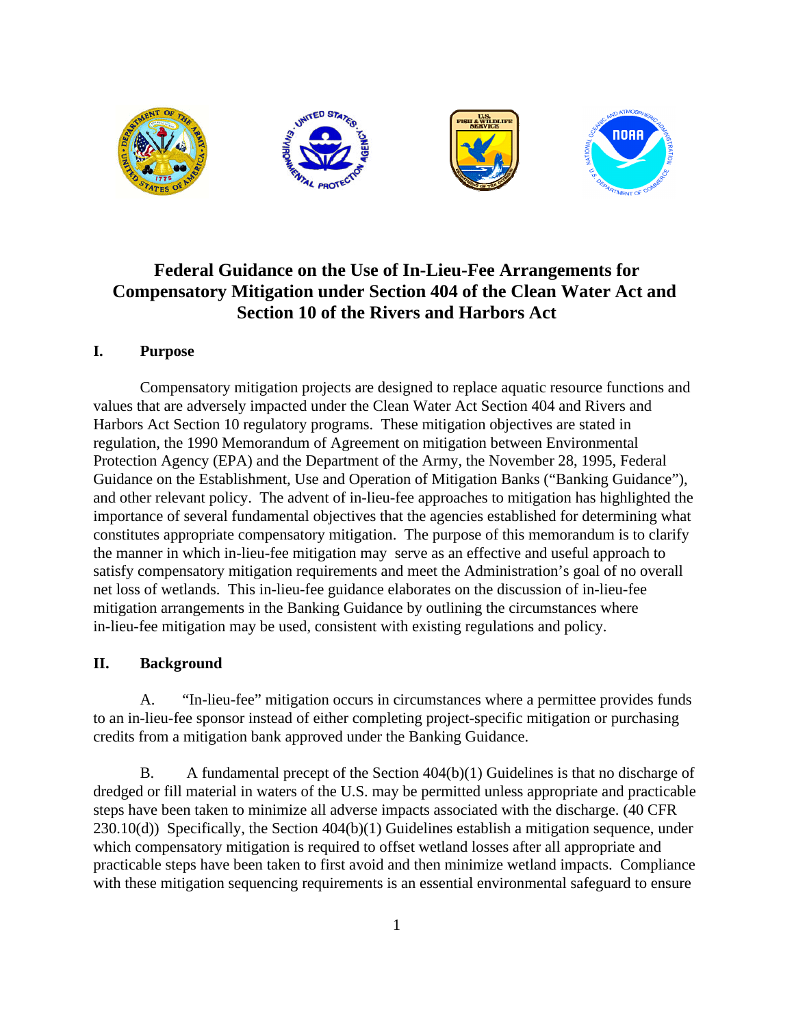# Federal Guidance on the Use of In-Lieu-Fee Arrangements for Compensatory Mitigation under Section 404 of the Clean Water Act and Section 10 of the Rivers and Harbors Act

## I. Purpose

Compensatory mitigation projects are designed to replace aquatic resource functions and values that are adversely impacted under the Clean Water Section 404 and Rivers and Harbors Act Section 10 regulatory programs. These mitigation objectives are stated in regulation, the 1990 Memorandum of Agreement on mitigation between Environmental Protection Agency (EPA) and the Department of the Army, the November 28, 1995, Federal Guidance on the Establishment, Use and Operation of Mitigation Banks ("Banking Guidance"), and other relevant policy. The advent of in-lieu-fee approaches to mitigation has highlighted the importance of several fundamental objectives that the agencies established for determining what constitutes appropriate compensatory mitigation. The purpose of this memorandum is to clarify the manner in which in-lieu-fee mitigation may serve as an effective and useful approach to satisfy compensatory mitigation requirements and meet the Administration's goal of no overall net loss of wetlands. This in-lieu-fee guidance elaborates on the discussion of in-lieu-fee mitigation arrangements in the Banking Guidance by outlining the circumstances where in-lieu-fee mitigation may be used, consistent with existing regulations and policy.

## II. Background

A. "In-lieu-fee" mitigation occurs in circumstances where a permittee provides funds to an in-lieu-fee sponsor instead of either completing project-specific mitigation or purchasing credits from a mitigation bank approved under the Banking Guidance.

B. A fundamental precept of the Section 404(b)(1) Guidelines is that no discharge of dredged or fill material in waters of the U.S. may be permitted unless appropriate and practicable steps have been taken to minimize all adverse impacts associated with the discharge. (40 CFR 230.10(d)) Specifically, the Section 404(b)(1) Guidelines establish a mitigation sequence, under which compensatory mitigation is required to offset wetland losses after all appropriate and practicable steps have been taken to first avoid and then minimize wetland impacts. Compliance with these mitigation sequencing requirements is an essential environmental safeguard to ensure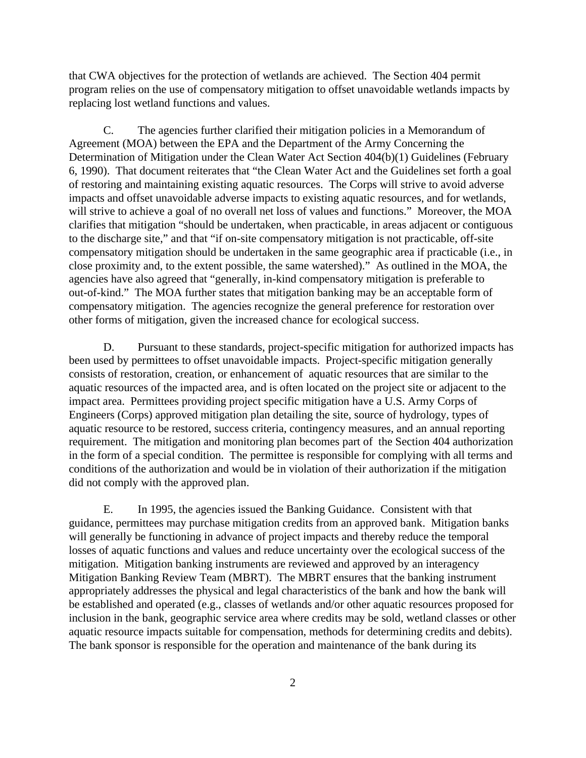that CWA objectives for the protection of wetlands are achieved. The Section 404 permit program relies on the use of compensatory mitigation to offset unavoidable wetlands impacts by replacing lost wetland functions and values.

C. The agencies further clarified their mitigation policies in a Memorandum of Agreement (MOA) between the EPA and the Department of the Army Concerning the Determination of Mitigation under the Clean Water Act Section 404(b)(1) Guidelines (February 6, 1990). That document reiterates that "the Clean Water Act and the Guidelines set forth a goal of restoring and maintaining existing aquatic resources. The Corps will strive to avoid adverse impacts and offset unavoidable adverse impacts to existing aquatic resources, and for wetlands, will strive to achieve a goal of no overall net loss of values and functions." Moreover, the MOA clarifies that mitigation "should be undertaken, when practicable, in areas adjacent or contiguous to the discharge site," and that "if on-site compensatory mitigation is not practicable, off-site compensatory mitigation should be undertaken in the same geographic area if practicable (i.e., in close proximity and, to the extent possible, the same watershed)." As outlined in the MOA, the agencies have also agreed that "generally, in-kind compensatory mitigation is preferable to out-of-kind." The MOA further states that mitigation banking may be an acceptable form of compensatory mitigation. The agencies recognize the general preference for restoration over other forms of mitigation, given the increased chance for ecological success.

D. Pursuant to these standards, project-specific mitigation for authorized impacts has been used by permittees to offset unavoidable impacts. Project-specific mitigation generally consists of restoration, creation, or enhancement of aquatic resources that are similar to the aquatic resources of the impacted area, and is often located on the project site or adjacent to the impact area. Permittees providing project specific mitigation have a U.S. Army Corps of Engineers (Corps) approved mitigation plan detailing the site, source of hydrology, types of aquatic resource to be restored, success criteria, contingency measures, and an annual reporting requirement. The mitigation and monitoring plan becomes part of the Section 404 authorization in the form of a special condition. The permittee is responsible for complying with all terms and conditions of the authorization and would be in violation of their authorization if the mitigation did not comply with the approved plan.

E. In 1995, the agencies issued the Banking Guidance. Consistent with that guidance, permittees may purchase mitigation credits from an approved bank. Mitigation banks will generally be functioning in advance of project impacts and thereby reduce the temporal losses of aquatic functions and values and reduce uncertainty over the ecological success of the mitigation. Mitigation banking instruments are reviewed and approved by an interagency Mitigation Banking Review Team (MBRT). The MBRT ensures that the banking instrument appropriately addresses the physical and legal characteristics of the bank and how the bank will be established and operated (e.g., classes of wetlands and/or other aquatic resources proposed for inclusion in the bank, geographic service area where credits may be sold, wetland classes or other aquatic resource impacts suitable for compensation, methods for determining credits and debits). The bank sponsor is responsible for the operation and maintenance of the bank during its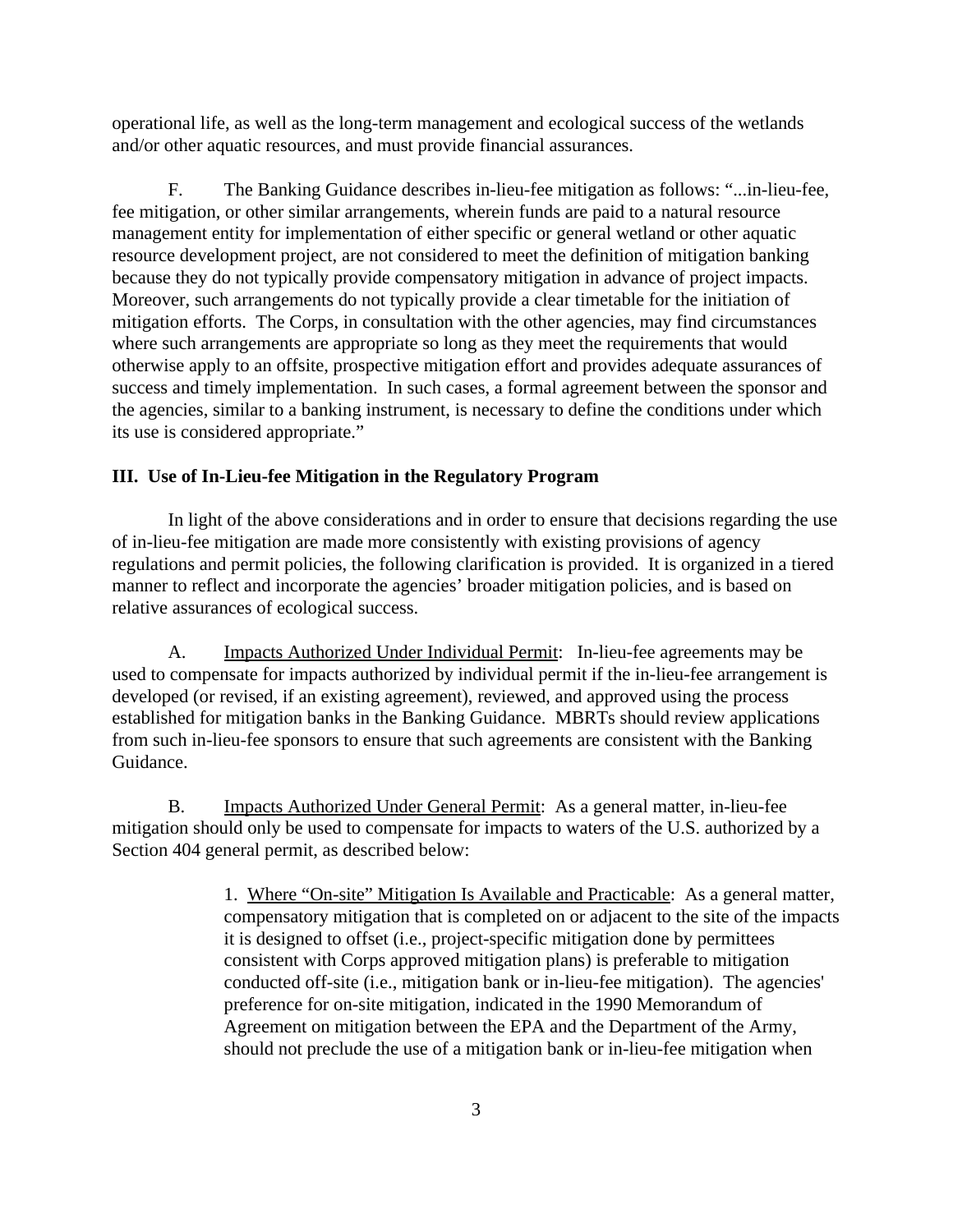operational life, as well as the long-term management and ecological success of the wetlands and/or other aquatic resources, and must provide financial assurances.

F. The Banking Guidance describes in-lieu-fee mitigation as follows: "...in-lieu-fee, fee mitigation, or other similar arrangements, wherein funds are paid to a natural resource management entity for implementation of either specific or general wetland or other aquatic resource development project, are not considered to meet the definition of mitigation banking because they do not typically provide compensatory mitigation in advance of project impacts. Moreover, such arrangements do not typically provide a clear timetable for the initiation of mitigation efforts. The Corps, in consultation with the other agencies, may find circumstances where such arrangements are appropriate so long as they meet the requirements that would otherwise apply to an offsite, prospective mitigation effort and provides adequate assurances of success and timely implementation. In such cases, a formal agreement between the sponsor and the agencies, similar to a banking instrument, is necessary to define the conditions under which its use is considered appropriate."

## III. Use of In-Lieu-fee Mitigation in the Regulatory Program

In light of the above considerations and in order to ensure that decisions regarding the use of in-lieu-fee mitigation are made more consistently with existing provisions of agency regulations and permit policies, the following clarification is provided. It is organized in a tiered manner to reflect and incorporate the agencies' broader mitigation policies, and is based on relative assurances of ecological success.

A. Impacts Authorized Under Individual Permit: In-lieu-fee agreements may be used to compensate for impacts authorized by individual permit if the in-lieu-fee arrangement is developed (or revised, if an existing agreement), reviewed, and approved using the process established for mitigation banks in the Banking Guidance. MBRTs should review applications from such in-lieu-fee sponsors to ensure that such agreements are consistent with the Banking Guidance.

B. Impacts Authorized Under General Permit: As a general matter, in-lieu-fee mitigation should only be used to compensate for impacts to waters of the U.S. authorized by a Section 404 general permit, as described below:

> 1. Where "On-site" Mitigation Is Available and Practicable: As a general matter, compensatory mitigation that is completed on or adjacent to the site of the impacts it is designed to offset (i.e., project-specific mitigation done by permittees consistent with Corps approved mitigation plans) is preferable to mitigation conducted off-site (i.e., mitigation bank or in-lieu-fee mitigation). The agencies' preference for on-site mitigation, indicated in the 1990 Memorandum of Agreement on mitigation between the EPA and the Department of the Army, should not preclude the use of a mitigation bank or in-lieu-fee mitigation when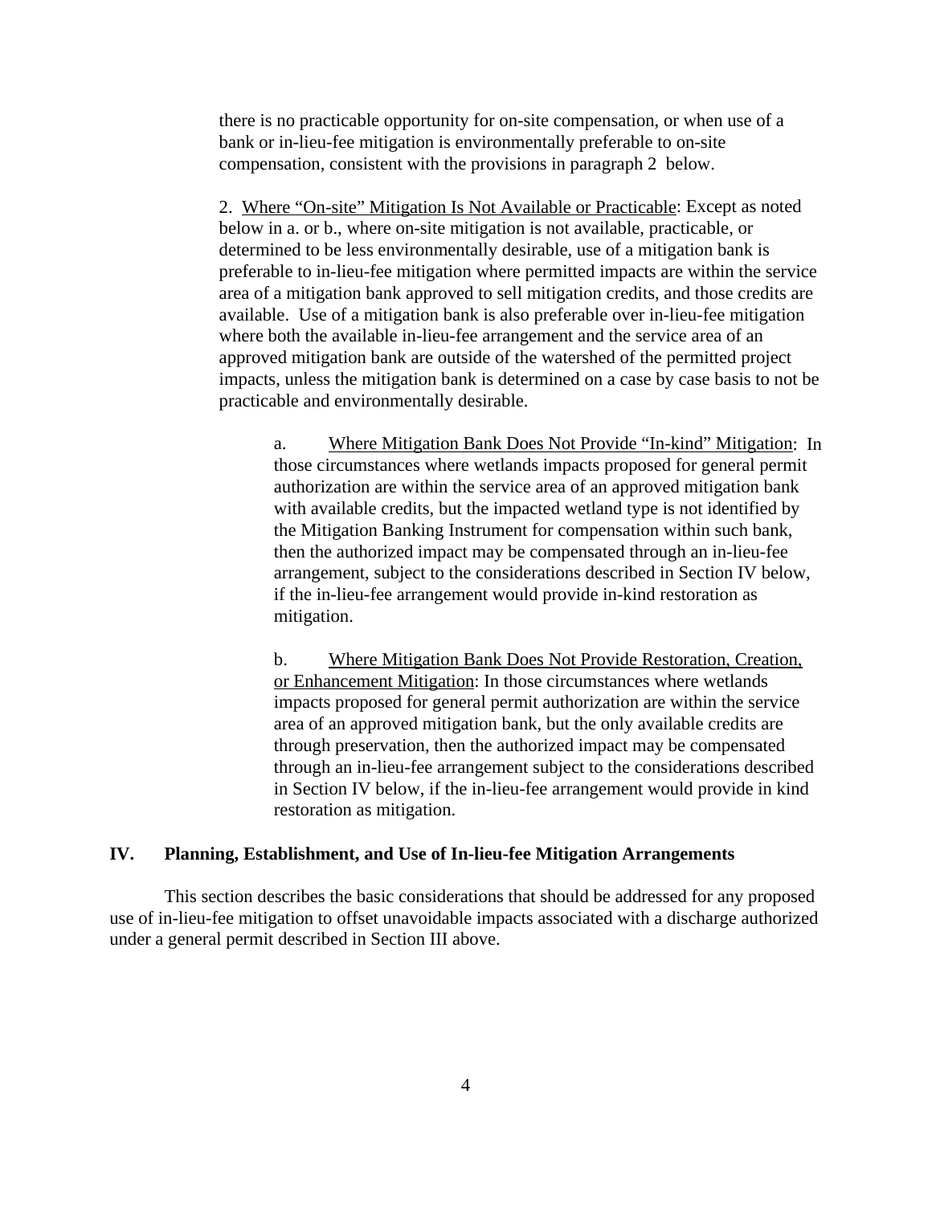there is no practicable opportunity for on-site compensation, or when use of a bank or in-lieu-fee mitigation is environmentally preferable to on-site compensation, consistent with the provisions in paragraph 2 below.

2. <u>Where "On-site" Mitigation Is Not Available or Practicable</u>: Except as noted below in a. or b., where on-site mitigation is not available, practicable, or determined to be less environmentally desirable, use of a mitigation bank is preferable to in-lieu-fee mitigation where permitted impacts are within the service area of a mitigation bank approved to sell mitigation credits, and those credits are available. Use of a mitigation bank is also preferable over in-lieu-fee mitigation where both the available in-lieu-fee arrangement and the service area of an approved mitigation bank are outside of the watershed of the permitted project impacts, unless the mitigation bank is determined on a case by case basis to not be practicable and environmentally desirable.

a. <u>Where Mitigation Bank Does Not Provide "In-kind" Mitigation</u>: In those circumstances where wetlands impacts proposed for general permit authorization are within the service area of an approved mitigation bank with available credits, but the impacted wetland type is not identified by the Mitigation Banking Instrument for compensation within such bank, then the authorized impact may be compensated through an in-lieu-fee arrangement, subject to the considerations described in Section IV below, if the in-lieu-fee arrangement would provide in-kind restoration as mitigation.

b. <u>Where Mitigation Bank Does Not Provide Restoration, Creation, or Enhancement Mitigation</u>: In those circumstances where wetlands impacts proposed for general permit authorization are within the service area of an approved mitigation bank, but the only available credits are through preservation, then the authorized impact may be compensated through an in-lieu-fee arrangement subject to the considerations described in Section IV below, if the in-lieu-fee arrangement would provide in kind restoration as mitigation.

## IV. Planning, Establishment, and Use of In-lieu-fee Mitigation Arrangements

This section describes the basic considerations that should be addressed for any proposed use of in-lieu-fee mitigation to offset unavoidable impacts associated with a discharge authorized under a general permit described in Section III above.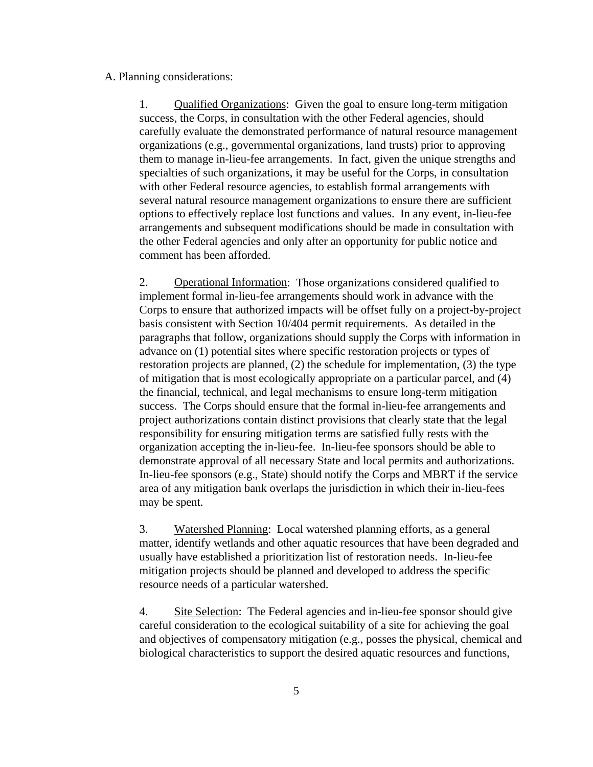A. Planning considerations:

1. Qualified Organizations: Given the goal to ensure long-term mitigation success, the Corps, in consultation with the other Federal agencies, should carefully evaluate the demonstrated performance of natural resource management organizations (e.g., governmental organizations, land trusts) prior to approving them to manage in-lieu-fee arrangements. In fact, given the unique strengths and specialties of such organizations, it may be useful for the Corps, in consultation with other Federal resource agencies, to establish formal arrangements with several natural resource management organizations to ensure there are sufficient options to effectively replace lost functions and values. In any event, in-lieu-fee arrangements and subsequent modifications should be made in consultation with the other Federal agencies and only after an opportunity for public notice and comment has been afforded.

2. Operational Information: Those organizations considered qualified to implement formal in-lieu-fee arrangements should work in advance with the Corps to ensure that authorized impacts will be offset fully on a project-by-project basis consistent with Section 10/404 permit requirements. As detailed in the paragraphs that follow, organizations should supply the Corps with information in advance on (1) potential sites where specific restoration projects or types of restoration projects are planned, (2) the schedule for implementation, (3) the type of mitigation that is most ecologically appropriate on a particular parcel, and (4) the financial, technical, and legal mechanisms to ensure long-term mitigation success. The Corps should ensure that the formal in-lieu-fee arrangements and project authorizations contain distinct provisions that clearly state that the legal responsibility for ensuring mitigation terms are satisfied fully rests with the organization accepting the in-lieu-fee. In-lieu-fee sponsors should be able to demonstrate approval of all necessary State and local permits and authorizations. In-lieu-fee sponsors (e.g., State) should notify the Corps and MBRT if the service area of any mitigation bank overlaps the jurisdiction in which their in-lieu-fees may be spent.

3. Watershed Planning: Local watershed planning efforts, as a general matter, identify wetlands and other aquatic resources that have been degraded and usually have established a prioritization list of restoration needs. In-lieu-fee mitigation projects should be planned and developed to address the specific resource needs of a particular watershed.

4. Site Selection: The Federal agencies and in-lieu-fee sponsor should give careful consideration to the ecological suitability of a site for achieving the goal and objectives of compensatory mitigation (e.g., posses the physical, chemical and biological characteristics to support the desired aquatic resources and functions,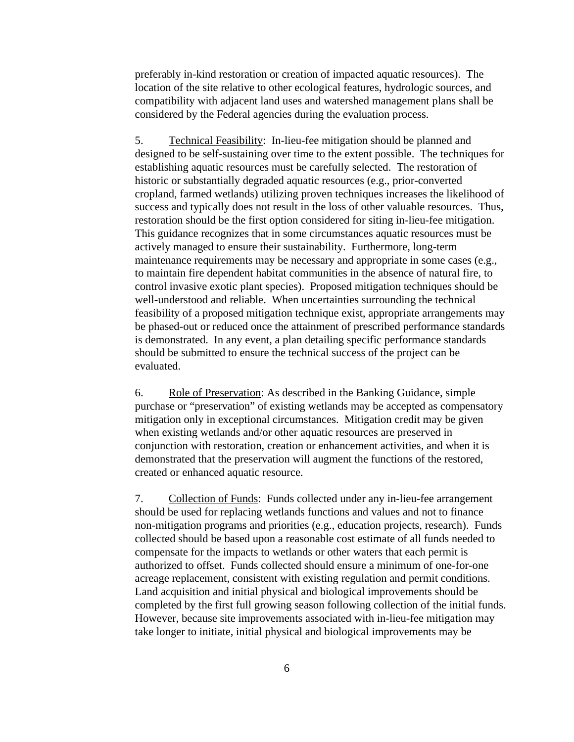preferably in-kind restoration or creation of impacted aquatic resources). The location of the site relative to other ecological features, hydrologic sources, and compatibility with adjacent land uses and watershed management plans shall be considered by the Federal agencies during the evaluation process.

5. Technical Feasibility: In-lieu-fee mitigation should be planned and designed to be self-sustaining over time to the extent possible. The techniques for establishing aquatic resources must be carefully selected. The restoration of historic or substantially degraded aquatic resources (e.g., prior-converted cropland, farmed wetlands) utilizing proven techniques increases the likelihood of success and typically does not result in the loss of other valuable resources. Thus, restoration should be the first option considered for siting in-lieu-fee mitigation. This guidance recognizes that in some circumstances aquatic resources must be actively managed to ensure their sustainability. Furthermore, long-term maintenance requirements may be necessary and appropriate in some cases (e.g., to maintain fire dependent habitat communities in the absence of natural fire, to control invasive exotic plant species). Proposed mitigation techniques should be well-understood and reliable. When uncertainties surrounding the technical feasibility of a proposed mitigation technique exist, appropriate arrangements may be phased-out or reduced once the attainment of prescribed performance standards is demonstrated. In any event, a plan detailing specific performance standards should be submitted to ensure the technical success of the project can be evaluated.

6. Role of Preservation: As described in the Banking Guidance, simple purchase or "preservation" of existing wetlands may be accepted as compensatory mitigation only in exceptional circumstances. Mitigation credit may be given when existing wetlands and/or other aquatic resources are preserved in conjunction with restoration, creation or enhancement activities, and when it is demonstrated that the preservation will augment the functions of the restored, created or enhanced aquatic resource.

7. Collection of Funds: Funds collected under any in-lieu-fee arrangement should be used for replacing wetlands functions and values and not to finance non-mitigation programs and priorities (e.g., education projects, research). Funds collected should be based upon a reasonable cost estimate of all funds needed to compensate for the impacts to wetlands or other waters that each permit is authorized to offset. Funds collected should ensure a minimum of one-for-one acreage replacement, consistent with existing regulation and permit conditions. Land acquisition and initial physical and biological improvements should be completed by the first full growing season following collection of the initial funds. However, because site improvements associated with in-lieu-fee mitigation may take longer to initiate, initial physical and biological improvements may be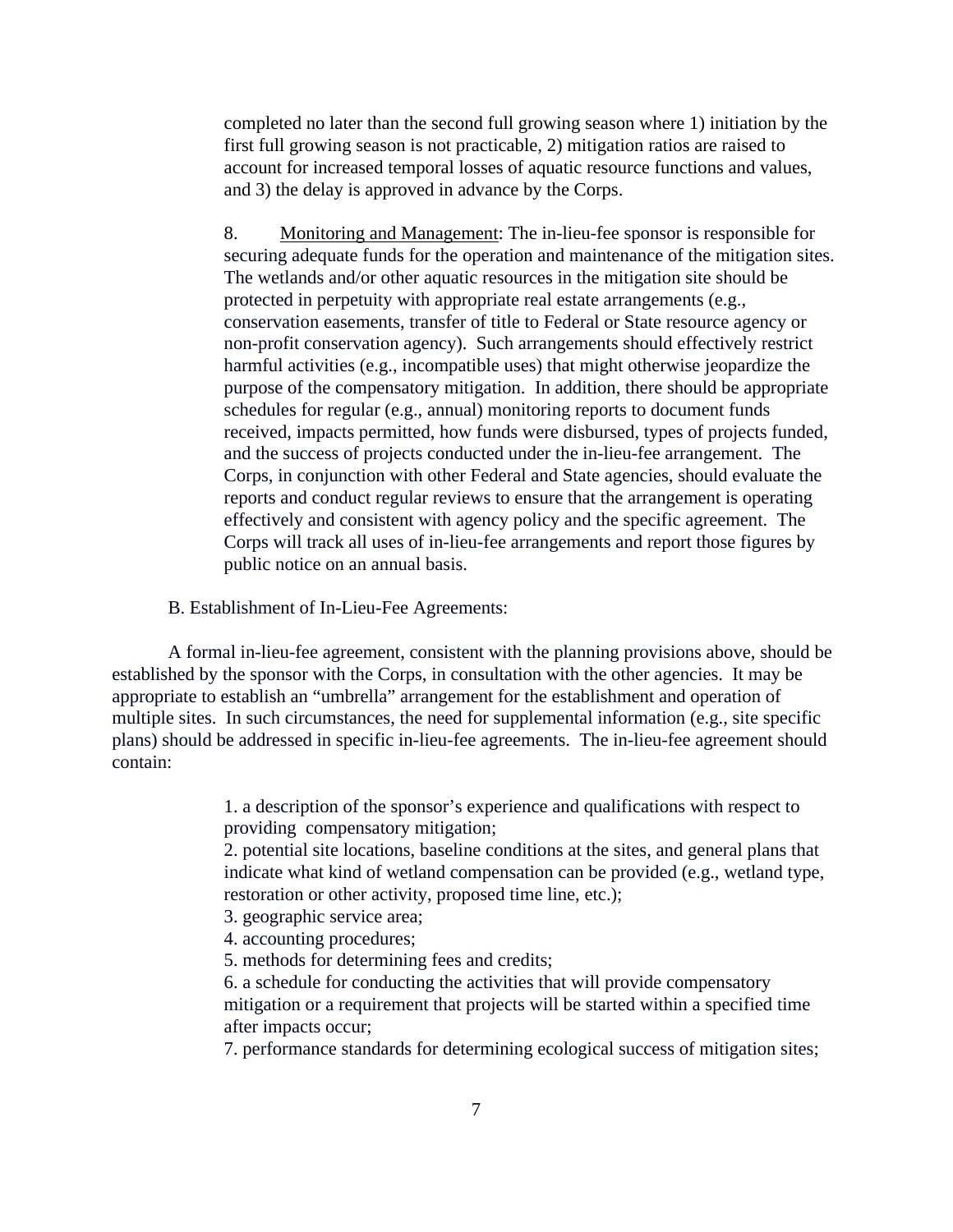completed no later than the second full growing season where 1) initiation by the first full growing season is not practicable, 2) mitigation ratios are raised to account for increased temporal losses of aquatic resource functions and values, and 3) the delay is approved in advance by the Corps.

8. Monitoring and Management: The in-lieu-fee sponsor is responsible for securing adequate funds for the operation and maintenance of the mitigation sites. The wetlands and/or other aquatic resources in the mitigation site should be protected in perpetuity with appropriate real estate arrangements (e.g., conservation easements, transfer of title to Federal or State resource agency or non-profit conservation agency). Such arrangements should effectively restrict harmful activities (e.g., incompatible uses) that might otherwise jeopardize the purpose of the compensatory mitigation. In addition, there should be appropriate schedules for regular (e.g., annual) monitoring reports to document funds received, impacts permitted, how funds were disbursed, types of projects funded, and the success of projects conducted under the in-lieu-fee arrangement. The Corps, in conjunction with other Federal and State agencies, should evaluate the reports and conduct regular reviews to ensure that the arrangement is operating effectively and consistent with agency policy and the specific agreement. The Corps will track all uses of in-lieu-fee arrangements and report those figures by public notice on an annual basis.

B. Establishment of In-Lieu-Fee Agreements:

A formal in-lieu-fee agreement, consistent with the planning provisions above, should be established by the sponsor with the Corps, in consultation with the other agencies. It may be appropriate to establish an "umbrella" arrangement for the establishment and operation of multiple sites. In such circumstances, the need for supplemental information (e.g., site specific plans) should be addressed in specific in-lieu-fee agreements. The in-lieu-fee agreement should contain:

1. a description of the sponsor's experience and qualifications with respect to providing compensatory mitigation;
2. potential site locations, baseline conditions at the sites, and general plans that indicate what kind of wetland compensation can be provided (e.g., wetland type, restoration or other activity, proposed time line, etc.);
3. geographic service area;
4. accounting procedures;
5. methods for determining fees and credits;
6. a schedule for conducting the activities that will provide compensatory mitigation or a requirement that projects will be started within a specified time after impacts occur;
7. performance standards for determining ecological success of mitigation sites;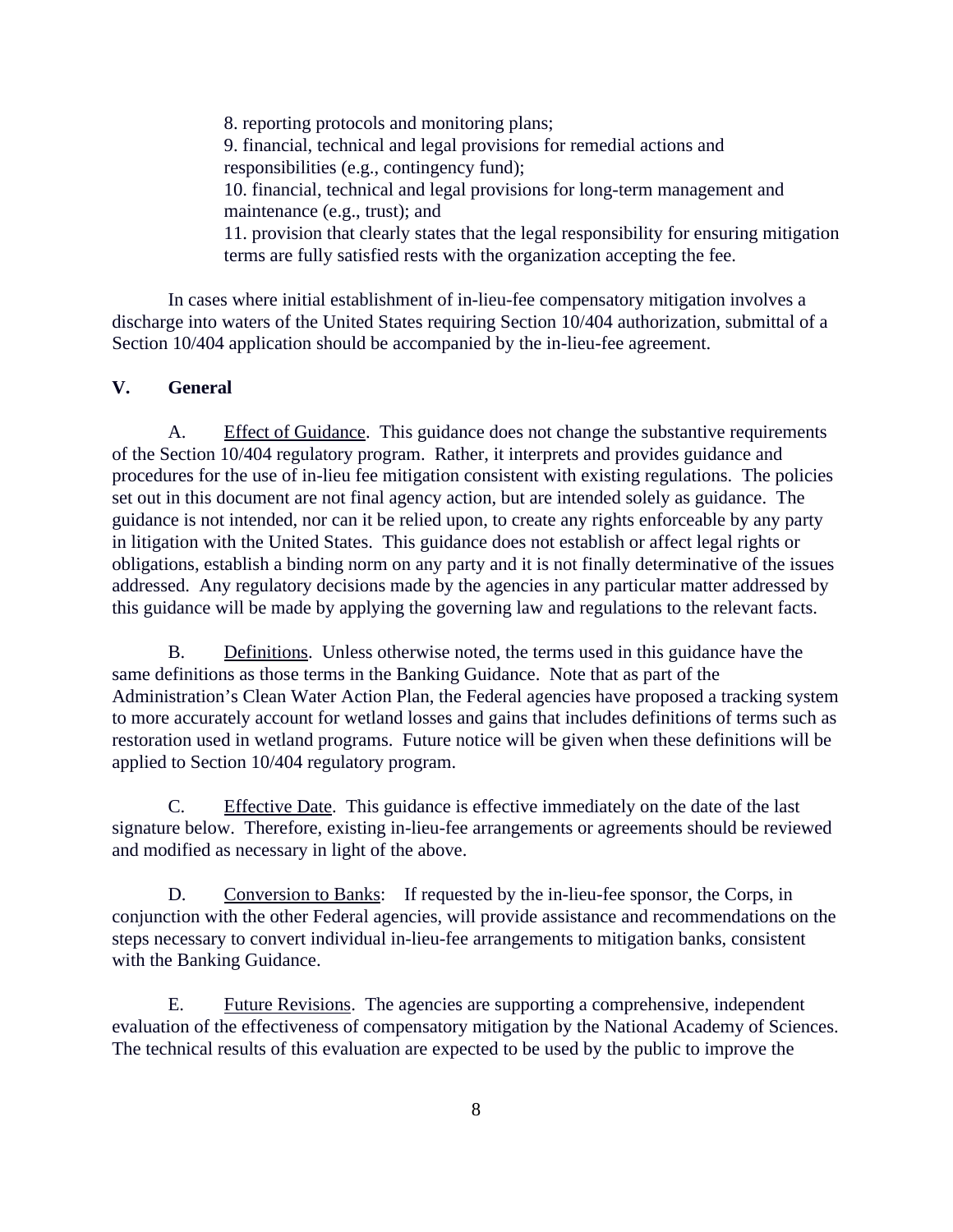8. reporting protocols and monitoring plans;
9. financial, technical and legal provisions for remedial actions and responsibilities (e.g., contingency fund);
10. financial, technical and legal provisions for long-term management and maintenance (e.g., trust); and
11. provision that clearly states that the legal responsibility for ensuring mitigation terms are fully satisfied rests with the organization accepting the fee.

In cases where initial establishment of in-lieu-fee compensatory mitigation involves a discharge into waters of the United States requiring Section 10/404 authorization, submittal of a Section 10/404 application should be accompanied by the in-lieu-fee agreement.

## V. General

A. Effect of Guidance. This guidance does not change the substantive requirements of the Section 10/404 regulatory program. Rather, it interprets and provides guidance and procedures for the use of in-lieu fee mitigation consistent with existing regulations. The policies set out in this document are not final agency action, but are intended solely as guidance. The guidance is not intended, nor can it be relied upon, to create any rights enforceable by any party in litigation with the United States. This guidance does not establish or affect legal rights or obligations, establish a binding norm on any party and it is not finally determinative of the issues addressed. Any regulatory decisions made by the agencies in any particular matter addressed by this guidance will be made by applying the governing law and regulations to the relevant facts.

B. Definitions. Unless otherwise noted, the terms used in this guidance have the same definitions as those terms in the Banking Guidance. Note that as part of the Administration's Clean Water Action Plan, the Federal agencies have proposed a tracking system to more accurately account for wetland losses and gains that includes definitions of terms such as restoration used in wetland programs. Future notice will be given when these definitions will be applied to Section 10/404 regulatory program.

C. Effective Date. This guidance is effective immediately on the date of the last signature below. Therefore, existing in-lieu-fee arrangements or agreements should be reviewed and modified as necessary in light of the above.

D. Conversion to Banks: If requested by the in-lieu-fee sponsor, the Corps, in conjunction with the other Federal agencies, will provide assistance and recommendations on the steps necessary to convert individual in-lieu-fee arrangements to mitigation banks, consistent with the Banking Guidance.

E. Future Revisions. The agencies are supporting a comprehensive, independent evaluation of the effectiveness of compensatory mitigation by the National Academy of Sciences. The technical results of this evaluation are expected to be used by the public to improve the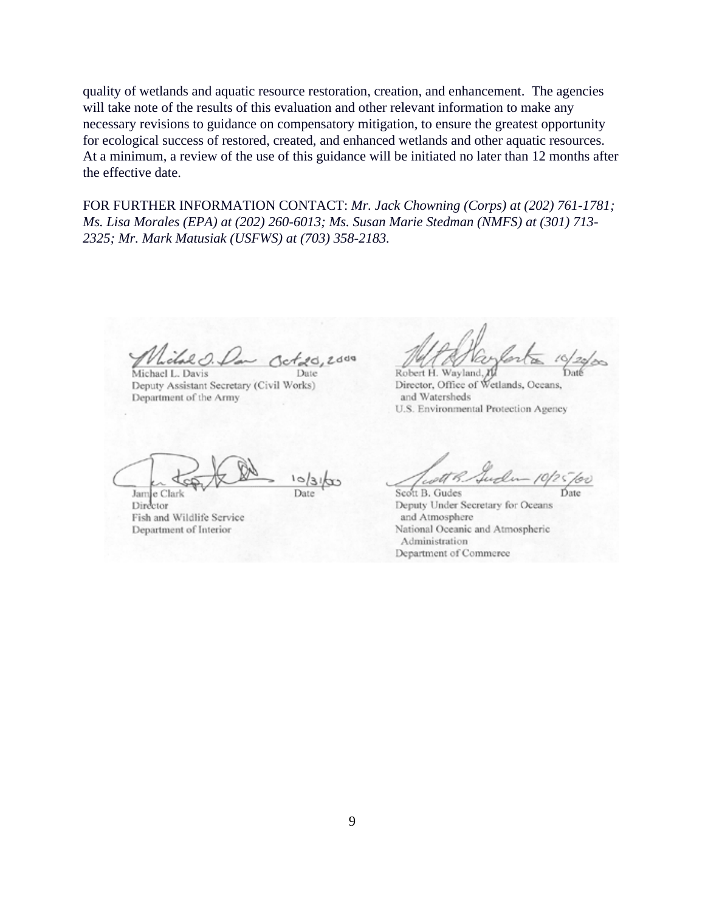quality of wetlands and aquatic resource restoration, creation, and enhancement. The agencies will take note of the results of this evaluation and other relevant information to make any necessary revisions to guidance on compensatory mitigation, to ensure the greatest opportunity for ecological success of restored, created, and enhanced wetlands and other aquatic resources. At a minimum, a review of the use of this guidance will be initiated no later than 12 months after the effective date.

FOR FURTHER INFORMATION CONTACT: *Mr. Jack Chowning (Corps) at (202) 761-1781; Ms. Lisa Morales (EPA) at (202) 260-6013; Ms. Susan Marie Stedman (NMFS) at (301) 713-2325; Mr. Mark Matusiak (USFWS) at (703) 358-2183.*

Oct 20, 2000
Michael L. Davis — Date
Deputy Assistant Secretary (Civil Works)
Department of the Army

10/20/00
Robert H. Wayland, III — Date
Director, Office of Wetlands, Oceans, and Watersheds
U.S. Environmental Protection Agency

10/31/00
Jamie Clark — Date
Director
Fish and Wildlife Service
Department of Interior

10/25/00
Scott B. Gudes — Date
Deputy Under Secretary for Oceans and Atmosphere
National Oceanic and Atmospheric Administration
Department of Commerce